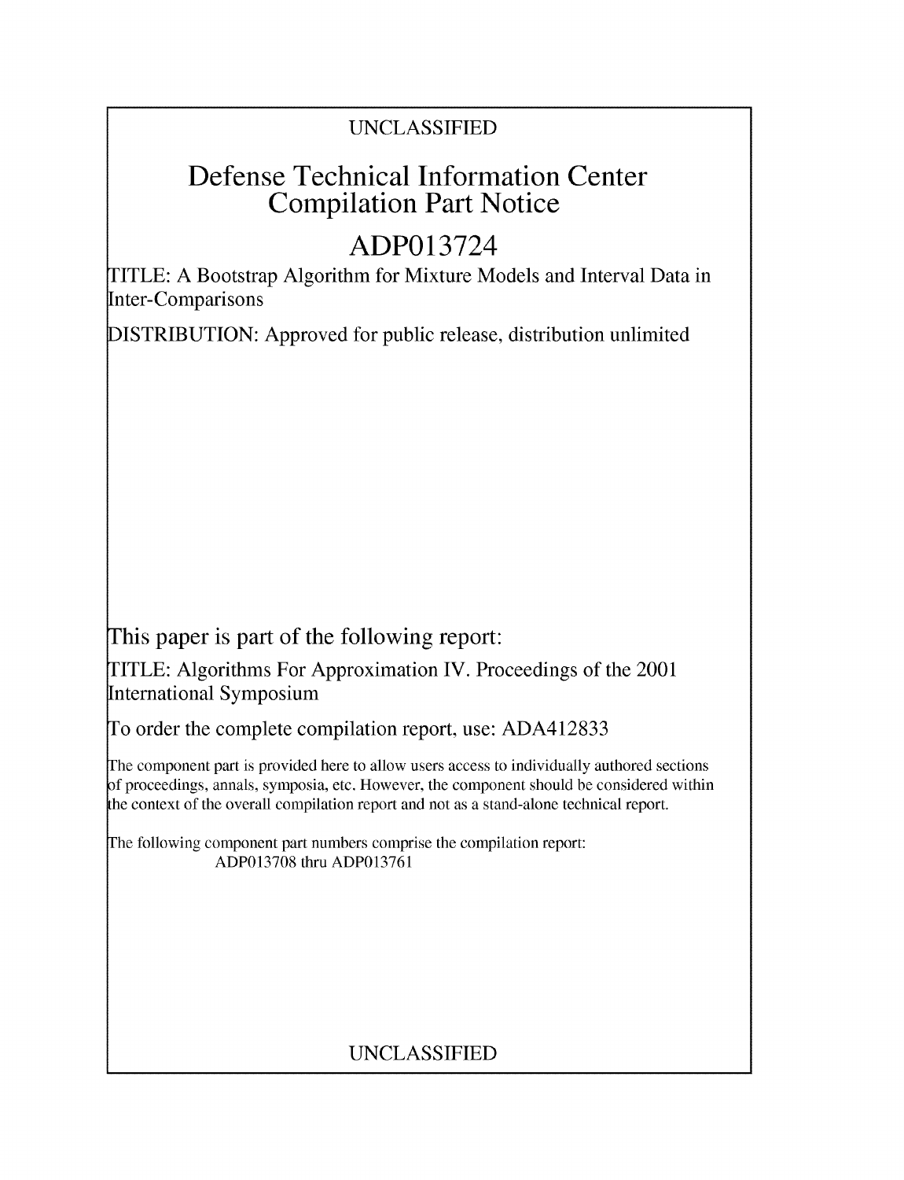UNCLASSIFIED

# Defense Technical Information Center Compilation Part Notice

# ADP013724

TITLE: A Bootstrap Algorithm for Mixture Models and Interval Data in Inter-Comparisons

DISTRIBUTION: Approved for public release, distribution unlimited

This paper is part of the following report:

TITLE: Algorithms For Approximation IV. Proceedings of the 2001 International Symposium

To order the complete compilation report, use: ADA412833

The component part is provided here to allow users access to individually authored sections of proceedings, annals, symposia, etc. However, the component should be considered within the context of the overall compilation report and not as a stand-alone technical report.

The following component part numbers comprise the compilation report:
ADP013708 thru ADP013761

UNCLASSIFIED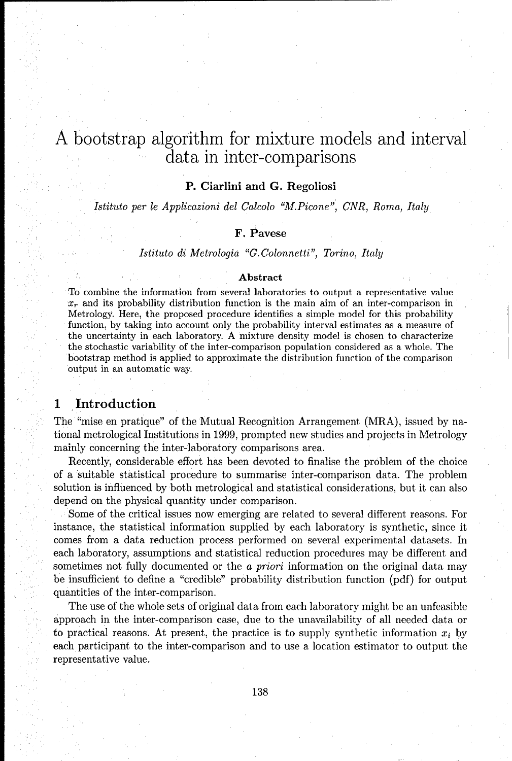# A bootstrap algorithm for mixture models and interval data in inter-comparisons

**P. Ciarlini and G. Regoliosi**

*Istituto per le Applicazioni del Calcolo "M.Picone", CNR, Roma, Italy*

**F. Pavese**

*Istituto di Metrologia "G.Colonnetti", Torino, Italy*

**Abstract**

To combine the information from several laboratories to output a representative value $x_r$ and its probability distribution function is the main aim of an inter-comparison in Metrology. Here, the proposed procedure identifies a simple model for this probability function, by taking into account only the probability interval estimates as a measure of the uncertainty in each laboratory. A mixture density model is chosen to characterize the stochastic variability of the inter-comparison population considered as a whole. The bootstrap method is applied to approximate the distribution function of the comparison output in an automatic way.

## 1 Introduction

The "mise en pratique" of the Mutual Recognition Arrangement (MRA), issued by national metrological Institutions in 1999, prompted new studies and projects in Metrology mainly concerning the inter-laboratory comparisons area.

Recently, considerable effort has been devoted to finalise the problem of the choice of a suitable statistical procedure to summarise inter-comparison data. The problem solution is influenced by both metrological and statistical considerations, but it can also depend on the physical quantity under comparison.

Some of the critical issues now emerging are related to several different reasons. For instance, the statistical information supplied by each laboratory is synthetic, since it comes from a data reduction process performed on several experimental datasets. In each laboratory, assumptions and statistical reduction procedures may be different and sometimes not fully documented or the *a priori* information on the original data may be insufficient to define a "credible" probability distribution function (pdf) for output quantities of the inter-comparison.

The use of the whole sets of original data from each laboratory might be an unfeasible approach in the inter-comparison case, due to the unavailability of all needed data or to practical reasons. At present, the practice is to supply synthetic information $x_i$ by each participant to the inter-comparison and to use a location estimator to output the representative value.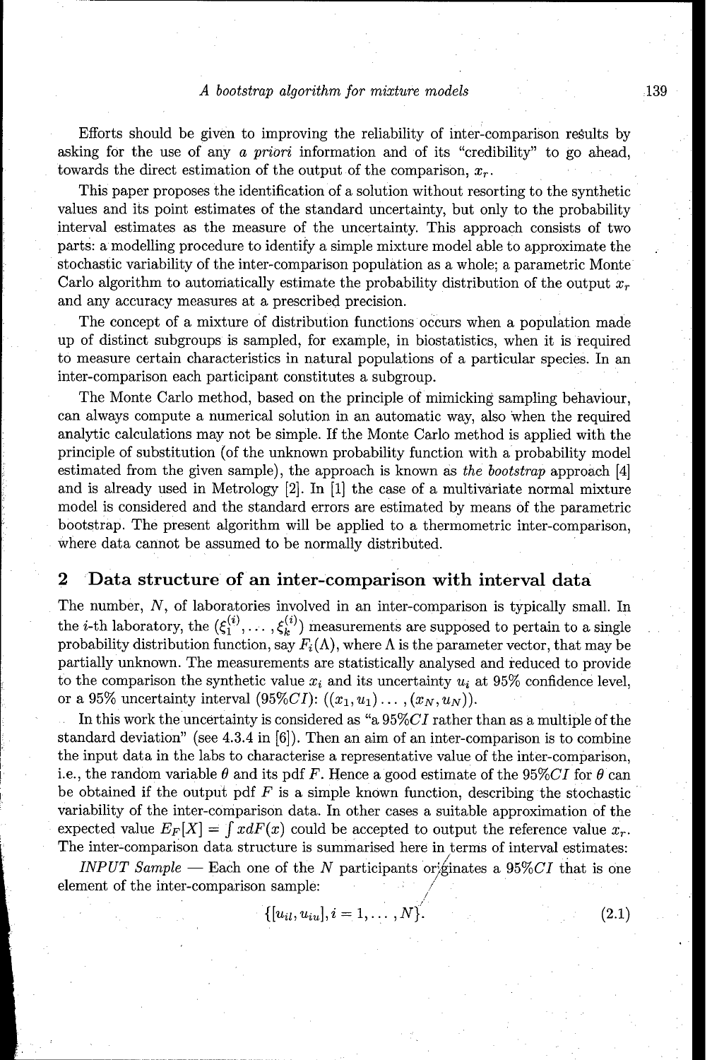Efforts should be given to improving the reliability of inter-comparison results by asking for the use of any *a priori* information and of its "credibility" to go ahead, towards the direct estimation of the output of the comparison, $x_r$.

This paper proposes the identification of a solution without resorting to the synthetic values and its point estimates of the standard uncertainty, but only to the probability interval estimates as the measure of the uncertainty. This approach consists of two parts: a modelling procedure to identify a simple mixture model able to approximate the stochastic variability of the inter-comparison population as a whole; a parametric Monte Carlo algorithm to automatically estimate the probability distribution of the output $x_r$ and any accuracy measures at a prescribed precision.

The concept of a mixture of distribution functions occurs when a population made up of distinct subgroups is sampled, for example, in biostatistics, when it is required to measure certain characteristics in natural populations of a particular species. In an inter-comparison each participant constitutes a subgroup.

The Monte Carlo method, based on the principle of mimicking sampling behaviour, can always compute a numerical solution in an automatic way, also when the required analytic calculations may not be simple. If the Monte Carlo method is applied with the principle of substitution (of the unknown probability function with a probability model estimated from the given sample), the approach is known as *the bootstrap* approach [4] and is already used in Metrology [2]. In [1] the case of a multivariate normal mixture model is considered and the standard errors are estimated by means of the parametric bootstrap. The present algorithm will be applied to a thermometric inter-comparison, where data cannot be assumed to be normally distributed.

## 2 Data structure of an inter-comparison with interval data

The number, $N$, of laboratories involved in an inter-comparison is typically small. In the $i$-th laboratory, the $(\xi_1^{(i)}, \dots, \xi_k^{(i)})$ measurements are supposed to pertain to a single probability distribution function, say $F_i(\Lambda)$, where $\Lambda$ is the parameter vector, that may be partially unknown. The measurements are statistically analysed and reduced to provide to the comparison the synthetic value $x_i$ and its uncertainty $u_i$ at 95% confidence level, or a 95% uncertainty interval ($95\%CI$): $((x_1, u_1) \dots, (x_N, u_N))$.

In this work the uncertainty is considered as "a $95\%CI$ rather than as a multiple of the standard deviation" (see 4.3.4 in [6]). Then an aim of an inter-comparison is to combine the input data in the labs to characterise a representative value of the inter-comparison, i.e., the random variable $\theta$ and its pdf $F$. Hence a good estimate of the $95\%CI$ for $\theta$ can be obtained if the output pdf $F$ is a simple known function, describing the stochastic variability of the inter-comparison data. In other cases a suitable approximation of the expected value $E_F[X] = \int x dF(x)$ could be accepted to output the reference value $x_r$. The inter-comparison data structure is summarised here in terms of interval estimates:

*INPUT Sample* — Each one of the $N$ participants originates a $95\%CI$ that is one element of the inter-comparison sample:

$$\{[u_{il}, u_{iu}], i = 1, \dots, N\}. \tag{2.1}$$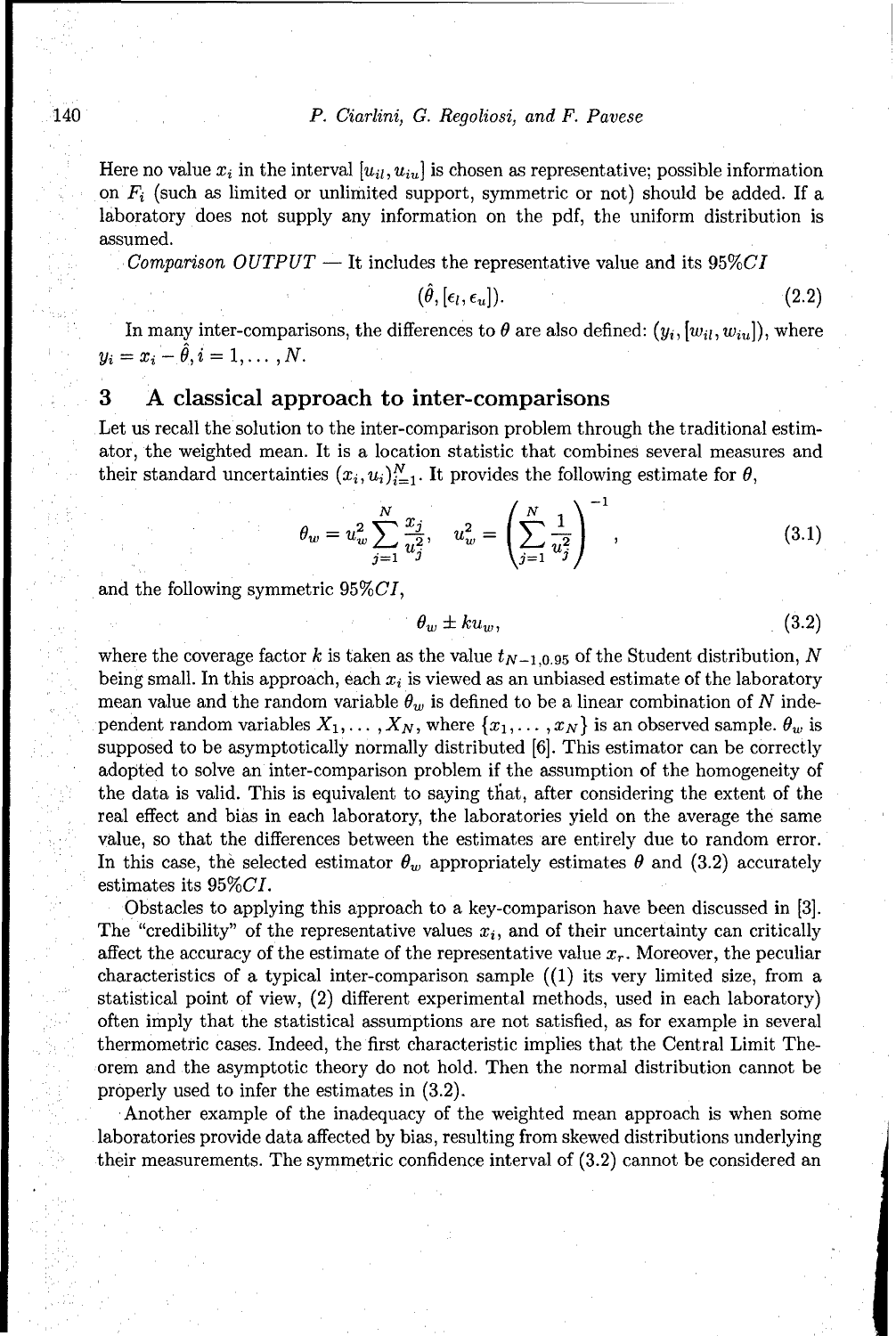Here no value $x_i$ in the interval $[u_{il}, u_{iu}]$ is chosen as representative; possible information on $F_i$ (such as limited or unlimited support, symmetric or not) should be added. If a laboratory does not supply any information on the pdf, the uniform distribution is assumed.

*Comparison OUTPUT* — It includes the representative value and its $95\%CI$

$$(\hat{\theta}, [\epsilon_l, \epsilon_u]). \tag{2.2}$$

In many inter-comparisons, the differences to $\theta$ are also defined: $(y_i, [w_{il}, w_{iu}])$, where $y_i = x_i - \hat{\theta}, i = 1, \ldots, N$.

## 3 A classical approach to inter-comparisons

Let us recall the solution to the inter-comparison problem through the traditional estimator, the weighted mean. It is a location statistic that combines several measures and their standard uncertainties $(x_i, u_i)_{i=1}^{N}$. It provides the following estimate for $\theta$,

$$\theta_w = u_w^2 \sum_{j=1}^{N} \frac{x_j}{u_j^2}, \quad u_w^2 = \left( \sum_{j=1}^{N} \frac{1}{u_j^2} \right)^{-1}, \tag{3.1}$$

and the following symmetric $95\%CI$,

$$\theta_w \pm k u_w, \tag{3.2}$$

where the coverage factor $k$ is taken as the value $t_{N-1,0.95}$ of the Student distribution, $N$ being small. In this approach, each $x_i$ is viewed as an unbiased estimate of the laboratory mean value and the random variable $\theta_w$ is defined to be a linear combination of $N$ independent random variables $X_1, \ldots, X_N$, where $\{x_1, \ldots, x_N\}$ is an observed sample. $\theta_w$ is supposed to be asymptotically normally distributed [6]. This estimator can be correctly adopted to solve an inter-comparison problem if the assumption of the homogeneity of the data is valid. This is equivalent to saying that, after considering the extent of the real effect and bias in each laboratory, the laboratories yield on the average the same value, so that the differences between the estimates are entirely due to random error. In this case, the selected estimator $\theta_w$ appropriately estimates $\theta$ and (3.2) accurately estimates its $95\%CI$.

Obstacles to applying this approach to a key-comparison have been discussed in [3]. The "credibility" of the representative values $x_i$, and of their uncertainty can critically affect the accuracy of the estimate of the representative value $x_r$. Moreover, the peculiar characteristics of a typical inter-comparison sample ((1) its very limited size, from a statistical point of view, (2) different experimental methods, used in each laboratory) often imply that the statistical assumptions are not satisfied, as for example in several thermometric cases. Indeed, the first characteristic implies that the Central Limit Theorem and the asymptotic theory do not hold. Then the normal distribution cannot be properly used to infer the estimates in (3.2).

Another example of the inadequacy of the weighted mean approach is when some laboratories provide data affected by bias, resulting from skewed distributions underlying their measurements. The symmetric confidence interval of (3.2) cannot be considered an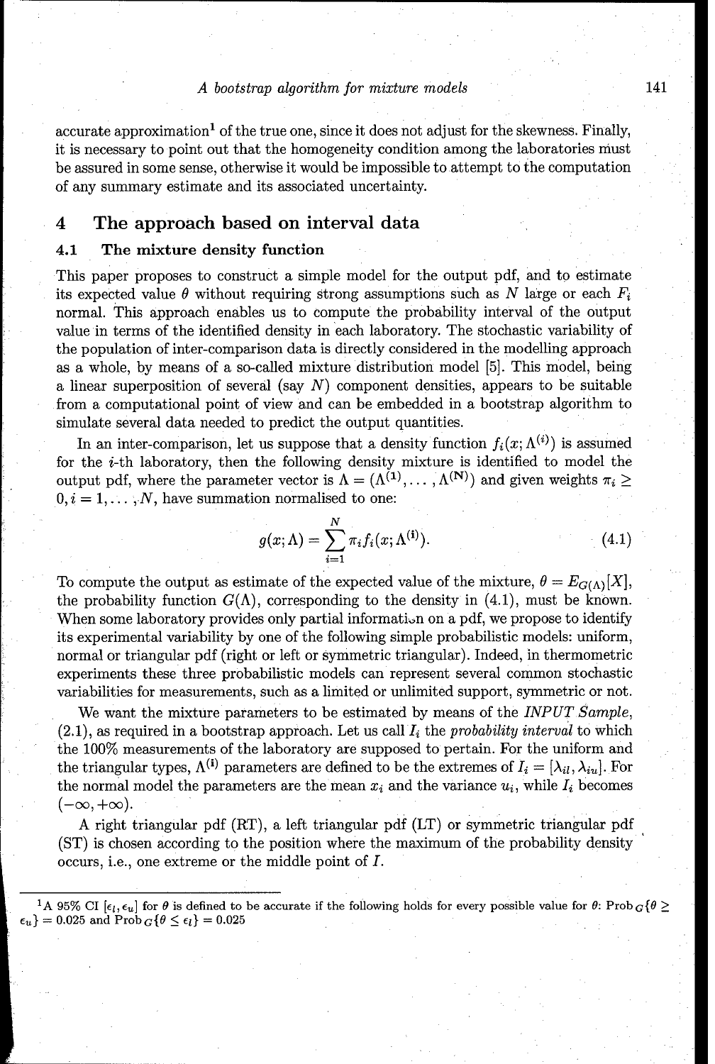accurate approximation[1] of the true one, since it does not adjust for the skewness. Finally, it is necessary to point out that the homogeneity condition among the laboratories must be assured in some sense, otherwise it would be impossible to attempt to the computation of any summary estimate and its associated uncertainty.

## 4 The approach based on interval data

### 4.1 The mixture density function

This paper proposes to construct a simple model for the output pdf, and to estimate its expected value $\theta$ without requiring strong assumptions such as $N$ large or each $F_i$ normal. This approach enables us to compute the probability interval of the output value in terms of the identified density in each laboratory. The stochastic variability of the population of inter-comparison data is directly considered in the modelling approach as a whole, by means of a so-called mixture distribution model [5]. This model, being a linear superposition of several (say $N$) component densities, appears to be suitable from a computational point of view and can be embedded in a bootstrap algorithm to simulate several data needed to predict the output quantities.

In an inter-comparison, let us suppose that a density function $f_i(x; \Lambda^{(i)})$ is assumed for the $i$-th laboratory, then the following density mixture is identified to model the output pdf, where the parameter vector is $\Lambda = (\Lambda^{(1)}, \ldots, \Lambda^{(N)})$ and given weights $\pi_i \geq 0, i = 1, \ldots, N$, have summation normalised to one:

$$g(x; \Lambda) = \sum_{i=1}^{N} \pi_i f_i(x; \Lambda^{(i)}). \tag{4.1}$$

To compute the output as estimate of the expected value of the mixture, $\theta = E_{G(\Lambda)}[X]$, the probability function $G(\Lambda)$, corresponding to the density in (4.1), must be known. When some laboratory provides only partial information on a pdf, we propose to identify its experimental variability by one of the following simple probabilistic models: uniform, normal or triangular pdf (right or left or symmetric triangular). Indeed, in thermometric experiments these three probabilistic models can represent several common stochastic variabilities for measurements, such as a limited or unlimited support, symmetric or not.

We want the mixture parameters to be estimated by means of the *INPUT Sample*, (2.1), as required in a bootstrap approach. Let us call $I_i$ the *probability interval* to which the 100% measurements of the laboratory are supposed to pertain. For the uniform and the triangular types, $\Lambda^{(i)}$ parameters are defined to be the extremes of $I_i = [\lambda_{il}, \lambda_{iu}]$. For the normal model the parameters are the mean $x_i$ and the variance $u_i$, while $I_i$ becomes $(-\infty, +\infty)$.

A right triangular pdf (RT), a left triangular pdf (LT) or symmetric triangular pdf (ST) is chosen according to the position where the maximum of the probability density occurs, i.e., one extreme or the middle point of $I$.

---

[1] A 95% CI $[\epsilon_l, \epsilon_u]$ for $\theta$ is defined to be accurate if the following holds for every possible value for $\theta$: $\text{Prob}_G\{\theta \geq \epsilon_u\} = 0.025$ and $\text{Prob}_G\{\theta \leq \epsilon_l\} = 0.025$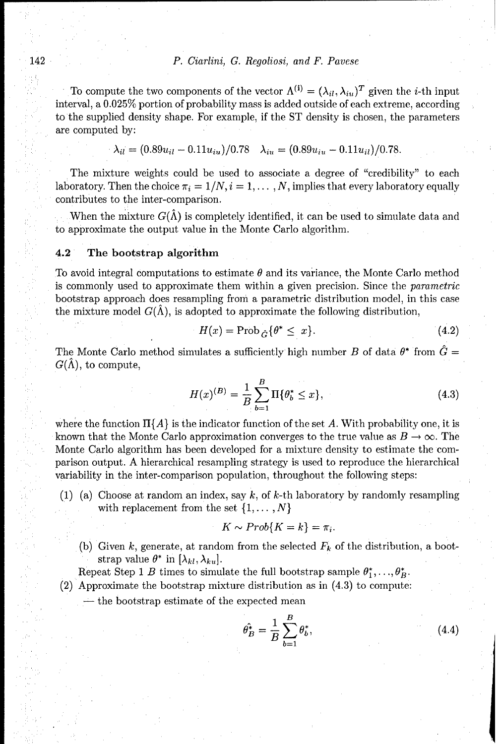To compute the two components of the vector $\Lambda^{(i)} = (\lambda_{il}, \lambda_{iu})^T$ given the $i$-th input interval, a 0.025% portion of probability mass is added outside of each extreme, according to the supplied density shape. For example, if the ST density is chosen, the parameters are computed by:

$$\lambda_{il} = (0.89u_{il} - 0.11u_{iu})/0.78 \quad \lambda_{iu} = (0.89u_{iu} - 0.11u_{il})/0.78.$$

The mixture weights could be used to associate a degree of "credibility" to each laboratory. Then the choice $\pi_i = 1/N, i = 1, \dots, N$, implies that every laboratory equally contributes to the inter-comparison.

When the mixture $G(\hat{\Lambda})$ is completely identified, it can be used to simulate data and to approximate the output value in the Monte Carlo algorithm.

### 4.2 The bootstrap algorithm

To avoid integral computations to estimate $\theta$ and its variance, the Monte Carlo method is commonly used to approximate them within a given precision. Since the *parametric* bootstrap approach does resampling from a parametric distribution model, in this case the mixture model $G(\hat{\Lambda})$, is adopted to approximate the following distribution,

$$H(x) = \text{Prob}_{\hat{G}}\{\theta^* \leq x\}. \tag{4.2}$$

The Monte Carlo method simulates a sufficiently high number $B$ of data $\theta^*$ from $\hat{G} = G(\hat{\Lambda})$, to compute,

$$H(x)^{(B)} = \frac{1}{B}\sum_{b=1}^{B} \Pi\{\theta_b^* \leq x\}, \tag{4.3}$$

where the function $\Pi\{A\}$ is the indicator function of the set $A$. With probability one, it is known that the Monte Carlo approximation converges to the true value as $B \to \infty$. The Monte Carlo algorithm has been developed for a mixture density to estimate the comparison output. A hierarchical resampling strategy is used to reproduce the hierarchical variability in the inter-comparison population, throughout the following steps:

(1) (a) Choose at random an index, say $k$, of $k$-th laboratory by randomly resampling with replacement from the set $\{1, \dots, N\}$

$$K \sim Prob\{K = k\} = \pi_i.$$

(b) Given $k$, generate, at random from the selected $F_k$ of the distribution, a bootstrap value $\theta^*$ in $[\lambda_{kl}, \lambda_{ku}]$.

Repeat Step 1 $B$ times to simulate the full bootstrap sample $\theta_1^*, \dots, \theta_B^*$.

(2) Approximate the bootstrap mixture distribution as in (4.3) to compute:

— the bootstrap estimate of the expected mean

$$\hat{\theta_B^*} = \frac{1}{B}\sum_{b=1}^{B} \theta_b^*, \tag{4.4}$$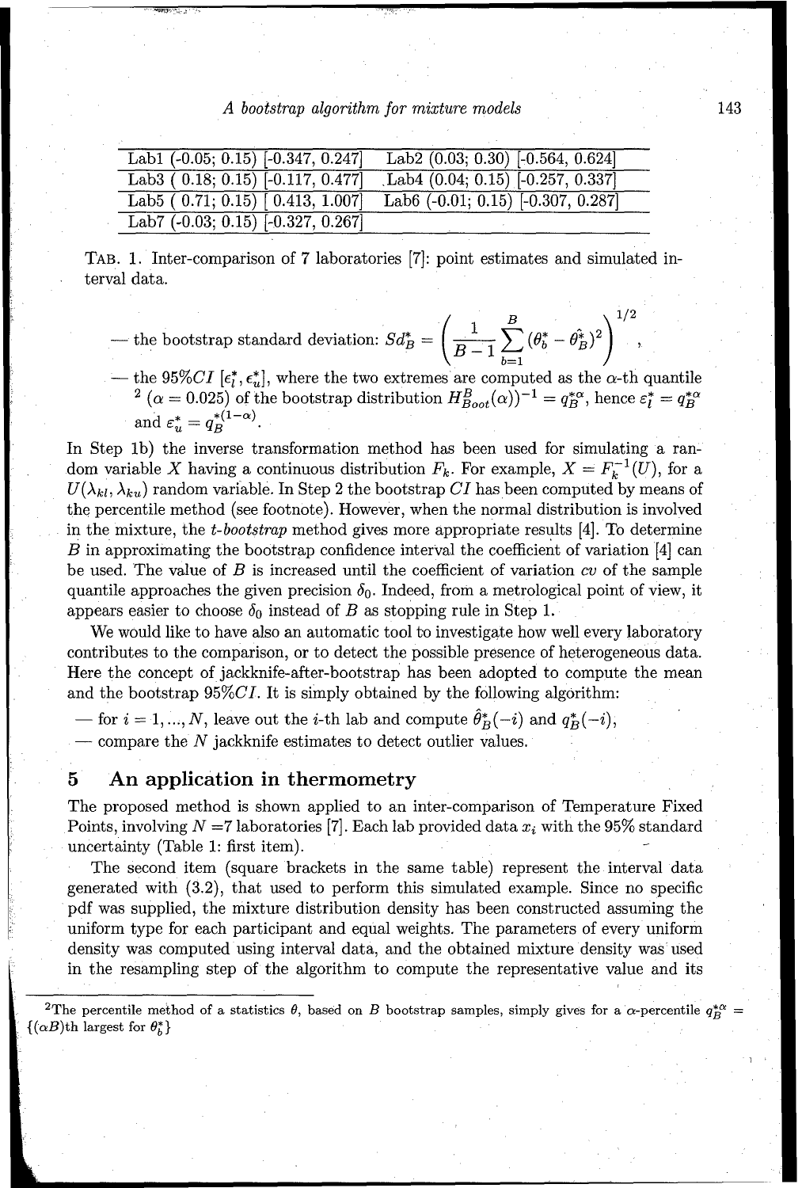| | |
|---|---|
| Lab1 (-0.05; 0.15) [-0.347, 0.247] | Lab2 (0.03; 0.30) [-0.564, 0.624] |
| Lab3 ( 0.18; 0.15) [-0.117, 0.477] | Lab4 (0.04; 0.15) [-0.257, 0.337] |
| Lab5 ( 0.71; 0.15) [ 0.413, 1.007] | Lab6 (-0.01; 0.15) [-0.307, 0.287] |
| Lab7 (-0.03; 0.15) [-0.327, 0.267] | |

TAB. 1. Inter-comparison of 7 laboratories [7]: point estimates and simulated interval data.

— the bootstrap standard deviation: $Sd_B^* = \left( \frac{1}{B-1} \sum_{b=1}^{B} (\theta_b^* - \hat{\theta}_B^*)^2 \right)^{1/2}$,

— the 95%$CI$ $[\epsilon_l^*, \epsilon_u^*]$, where the two extremes are computed as the $\alpha$-th quantile [2] ($\alpha = 0.025$) of the bootstrap distribution $H_{Boot}^B(\alpha))^{-1} = q_B^{*\alpha}$, hence $\varepsilon_l^* = q_B^{*\alpha}$ and $\varepsilon_u^* = q_B^{*(1-\alpha)}$.

In Step 1b) the inverse transformation method has been used for simulating a random variable $X$ having a continuous distribution $F_k$. For example, $X = F_k^{-1}(U)$, for a $U(\lambda_{kl}, \lambda_{ku})$ random variable. In Step 2 the bootstrap $CI$ has been computed by means of the percentile method (see footnote). However, when the normal distribution is involved in the mixture, the *t-bootstrap* method gives more appropriate results [4]. To determine $B$ in approximating the bootstrap confidence interval the coefficient of variation [4] can be used. The value of $B$ is increased until the coefficient of variation $cv$ of the sample quantile approaches the given precision $\delta_0$. Indeed, from a metrological point of view, it appears easier to choose $\delta_0$ instead of $B$ as stopping rule in Step 1.

We would like to have also an automatic tool to investigate how well every laboratory contributes to the comparison, or to detect the possible presence of heterogeneous data. Here the concept of jackknife-after-bootstrap has been adopted to compute the mean and the bootstrap 95%$CI$. It is simply obtained by the following algorithm:

— for $i = 1, ..., N$, leave out the $i$-th lab and compute $\hat{\theta}_B^*(-i)$ and $q_B^*(-i)$,

— compare the $N$ jackknife estimates to detect outlier values.

## 5 An application in thermometry

The proposed method is shown applied to an inter-comparison of Temperature Fixed Points, involving $N = 7$ laboratories [7]. Each lab provided data $x_i$ with the 95% standard uncertainty (Table 1: first item).

The second item (square brackets in the same table) represent the interval data generated with (3.2), that used to perform this simulated example. Since no specific pdf was supplied, the mixture distribution density has been constructed assuming the uniform type for each participant and equal weights. The parameters of every uniform density was computed using interval data, and the obtained mixture density was used in the resampling step of the algorithm to compute the representative value and its

[2] The percentile method of a statistics $\theta$, based on $B$ bootstrap samples, simply gives for a $\alpha$-percentile $q_B^{*\alpha} = \{(\alpha B)\text{th largest for } \theta_b^*\}$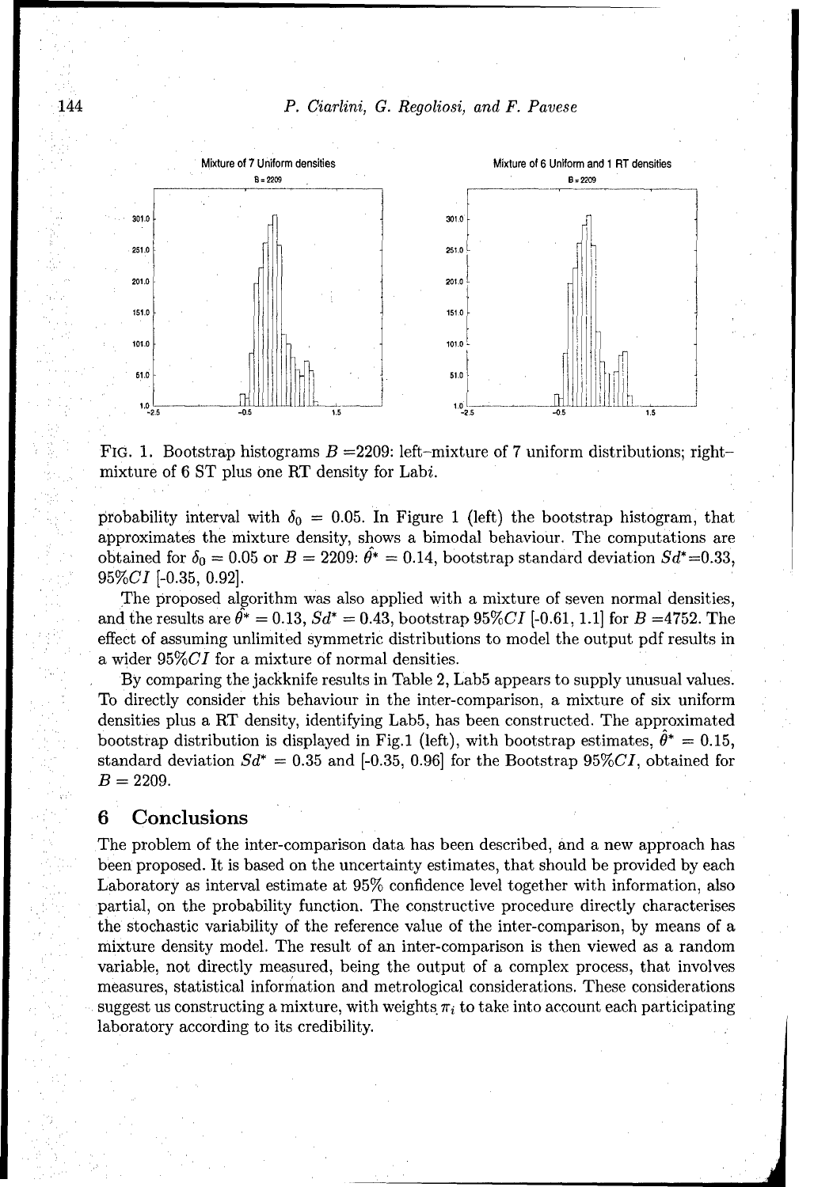FIG. 1. Bootstrap histograms $B$ =2209: left–mixture of 7 uniform distributions; right–mixture of 6 ST plus one RT density for Lab$i$.

probability interval with $\delta_0 = 0.05$. In Figure 1 (left) the bootstrap histogram, that approximates the mixture density, shows a bimodal behaviour. The computations are obtained for $\delta_0 = 0.05$ or $B = 2209$: $\hat{\theta}^* = 0.14$, bootstrap standard deviation $Sd^*$=0.33, 95%$CI$ [-0.35, 0.92].

The proposed algorithm was also applied with a mixture of seven normal densities, and the results are $\hat{\theta}^* = 0.13$, $Sd^* = 0.43$, bootstrap 95%$CI$ [-0.61, 1.1] for $B$ =4752. The effect of assuming unlimited symmetric distributions to model the output pdf results in a wider 95%$CI$ for a mixture of normal densities.

By comparing the jackknife results in Table 2, Lab5 appears to supply unusual values. To directly consider this behaviour in the inter-comparison, a mixture of six uniform densities plus a RT density, identifying Lab5, has been constructed. The approximated bootstrap distribution is displayed in Fig.1 (left), with bootstrap estimates, $\hat{\theta}^* = 0.15$, standard deviation $Sd^* = 0.35$ and [-0.35, 0.96] for the Bootstrap 95%$CI$, obtained for $B = 2209$.

## 6 Conclusions

The problem of the inter-comparison data has been described, and a new approach has been proposed. It is based on the uncertainty estimates, that should be provided by each Laboratory as interval estimate at 95% confidence level together with information, also partial, on the probability function. The constructive procedure directly characterises the stochastic variability of the reference value of the inter-comparison, by means of a mixture density model. The result of an inter-comparison is then viewed as a random variable, not directly measured, being the output of a complex process, that involves measures, statistical information and metrological considerations. These considerations suggest us constructing a mixture, with weights $\pi_i$ to take into account each participating laboratory according to its credibility.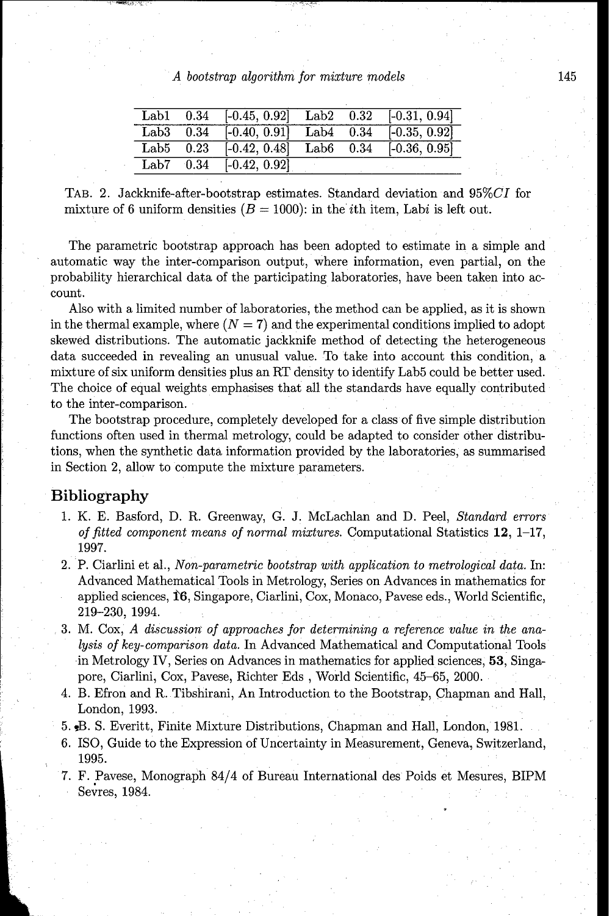| | | | | | |
|---|---|---|---|---|---|
| Lab1 | 0.34 | [-0.45, 0.92] | Lab2 | 0.32 | [-0.31, 0.94] |
| Lab3 | 0.34 | [-0.40, 0.91] | Lab4 | 0.34 | [-0.35, 0.92] |
| Lab5 | 0.23 | [-0.42, 0.48] | Lab6 | 0.34 | [-0.36, 0.95] |
| Lab7 | 0.34 | [-0.42, 0.92] | | | |

TAB. 2. Jackknife-after-bootstrap estimates. Standard deviation and 95%$CI$ for mixture of 6 uniform densities ($B = 1000$): in the $i$th item, Lab$i$ is left out.

The parametric bootstrap approach has been adopted to estimate in a simple and automatic way the inter-comparison output, where information, even partial, on the probability hierarchical data of the participating laboratories, have been taken into account.

Also with a limited number of laboratories, the method can be applied, as it is shown in the thermal example, where ($N = 7$) and the experimental conditions implied to adopt skewed distributions. The automatic jackknife method of detecting the heterogeneous data succeeded in revealing an unusual value. To take into account this condition, a mixture of six uniform densities plus an RT density to identify Lab5 could be better used. The choice of equal weights emphasises that all the standards have equally contributed to the inter-comparison.

The bootstrap procedure, completely developed for a class of five simple distribution functions often used in thermal metrology, could be adapted to consider other distributions, when the synthetic data information provided by the laboratories, as summarised in Section 2, allow to compute the mixture parameters.

## Bibliography

1. K. E. Basford, D. R. Greenway, G. J. McLachlan and D. Peel, *Standard errors of fitted component means of normal mixtures.* Computational Statistics **12**, 1–17, 1997.
2. P. Ciarlini et al., *Non-parametric bootstrap with application to metrological data.* In: Advanced Mathematical Tools in Metrology, Series on Advances in mathematics for applied sciences, **16**, Singapore, Ciarlini, Cox, Monaco, Pavese eds., World Scientific, 219–230, 1994.
3. M. Cox, *A discussion of approaches for determining a reference value in the analysis of key-comparison data.* In Advanced Mathematical and Computational Tools in Metrology IV, Series on Advances in mathematics for applied sciences, **53**, Singapore, Ciarlini, Cox, Pavese, Richter Eds , World Scientific, 45–65, 2000.
4. B. Efron and R. Tibshirani, An Introduction to the Bootstrap, Chapman and Hall, London, 1993.
5. B. S. Everitt, Finite Mixture Distributions, Chapman and Hall, London, 1981.
6. ISO, Guide to the Expression of Uncertainty in Measurement, Geneva, Switzerland, 1995.
7. F. Pavese, Monograph 84/4 of Bureau International des Poids et Mesures, BIPM Sevres, 1984.